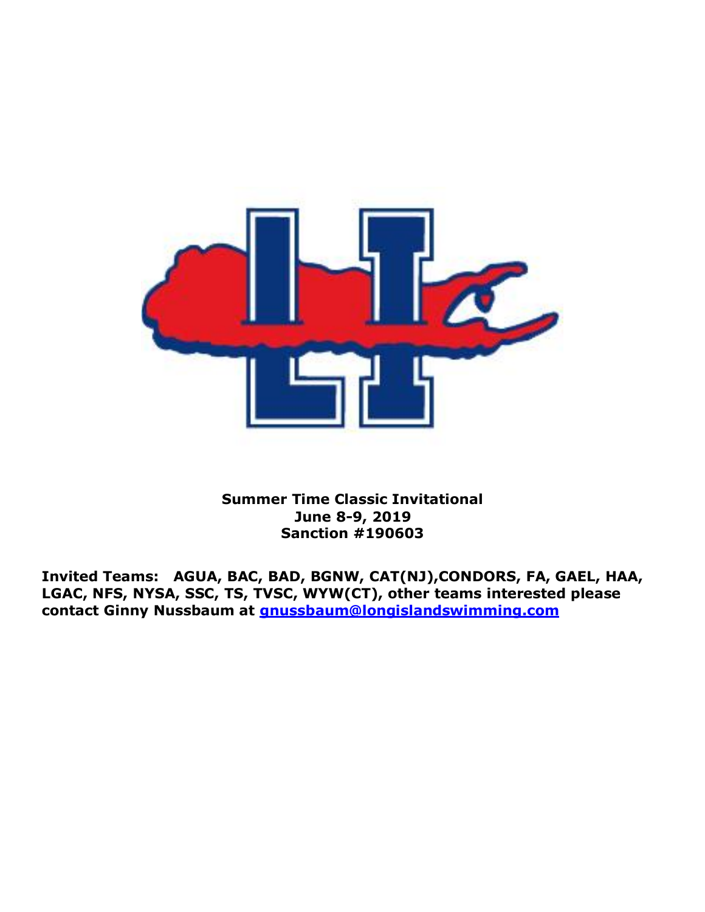**Summer Time Classic Invitational**
**June 8-9, 2019**
**Sanction #190603**

**Invited Teams: AGUA, BAC, BAD, BGNW, CAT(NJ),CONDORS, FA, GAEL, HAA, LGAC, NFS, NYSA, SSC, TS, TVSC, WYW(CT), other teams interested please contact Ginny Nussbaum at [gnussbaum@longislandswimming.com](mailto:gnussbaum@longislandswimming.com)**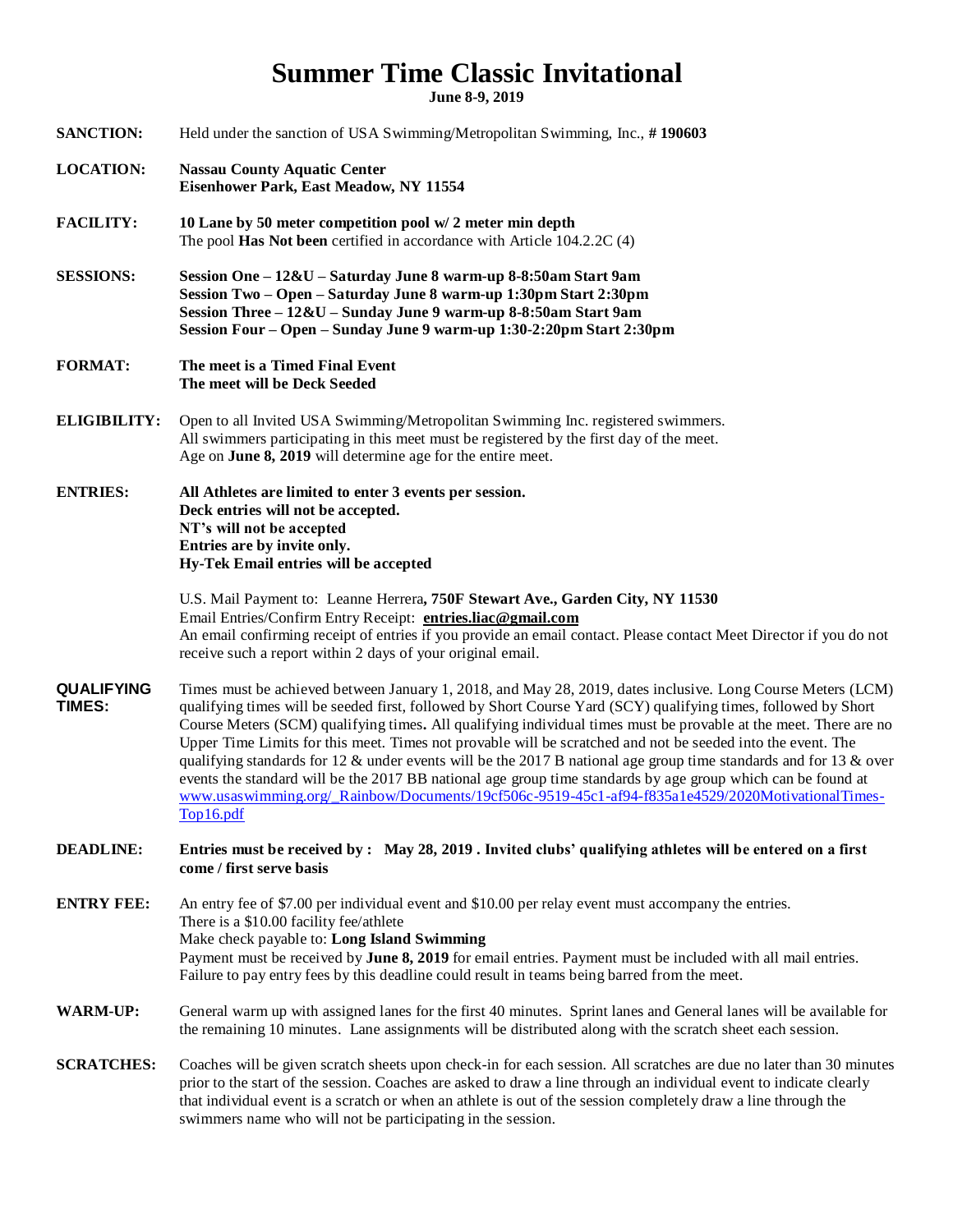# Summer Time Classic Invitational

**June 8-9, 2019**

**SANCTION:** Held under the sanction of USA Swimming/Metropolitan Swimming, Inc., **# 190603**

**LOCATION:** **Nassau County Aquatic Center**
**Eisenhower Park, East Meadow, NY 11554**

**FACILITY:** **10 Lane by 50 meter competition pool w/ 2 meter min depth**
The pool **Has Not been** certified in accordance with Article 104.2.2C (4)

**SESSIONS:** **Session One – 12&U – Saturday June 8 warm-up 8-8:50am Start 9am**
**Session Two – Open – Saturday June 8 warm-up 1:30pm Start 2:30pm**
**Session Three – 12&U – Sunday June 9 warm-up 8-8:50am Start 9am**
**Session Four – Open – Sunday June 9 warm-up 1:30-2:20pm Start 2:30pm**

**FORMAT:** **The meet is a Timed Final Event**
**The meet will be Deck Seeded**

**ELIGIBILITY:** Open to all Invited USA Swimming/Metropolitan Swimming Inc. registered swimmers.
All swimmers participating in this meet must be registered by the first day of the meet.
Age on **June 8, 2019** will determine age for the entire meet.

**ENTRIES:** **All Athletes are limited to enter 3 events per session.**
**Deck entries will not be accepted.**
**NT's will not be accepted**
**Entries are by invite only.**
**Hy-Tek Email entries will be accepted**

U.S. Mail Payment to: Leanne Herrera**, 750F Stewart Ave., Garden City, NY 11530**
Email Entries/Confirm Entry Receipt: **entries.liac@gmail.com**
An email confirming receipt of entries if you provide an email contact. Please contact Meet Director if you do not receive such a report within 2 days of your original email.

**QUALIFYING TIMES:** Times must be achieved between January 1, 2018, and May 28, 2019, dates inclusive. Long Course Meters (LCM) qualifying times will be seeded first, followed by Short Course Yard (SCY) qualifying times, followed by Short Course Meters (SCM) qualifying times**.** All qualifying individual times must be provable at the meet. There are no Upper Time Limits for this meet. Times not provable will be scratched and not be seeded into the event. The qualifying standards for 12 & under events will be the 2017 B national age group time standards and for 13 & over events the standard will be the 2017 BB national age group time standards by age group which can be found at www.usaswimming.org/_Rainbow/Documents/19cf506c-9519-45c1-af94-f835a1e4529/2020MotivationalTimes-Top16.pdf

**DEADLINE:** **Entries must be received by : May 28, 2019 . Invited clubs' qualifying athletes will be entered on a first come / first serve basis**

**ENTRY FEE:** An entry fee of $7.00 per individual event and $10.00 per relay event must accompany the entries.
There is a $10.00 facility fee/athlete
Make check payable to: **Long Island Swimming**
Payment must be received by **June 8, 2019** for email entries. Payment must be included with all mail entries.
Failure to pay entry fees by this deadline could result in teams being barred from the meet.

**WARM-UP:** General warm up with assigned lanes for the first 40 minutes. Sprint lanes and General lanes will be available for the remaining 10 minutes. Lane assignments will be distributed along with the scratch sheet each session.

**SCRATCHES:** Coaches will be given scratch sheets upon check-in for each session. All scratches are due no later than 30 minutes prior to the start of the session. Coaches are asked to draw a line through an individual event to indicate clearly that individual event is a scratch or when an athlete is out of the session completely draw a line through the swimmers name who will not be participating in the session.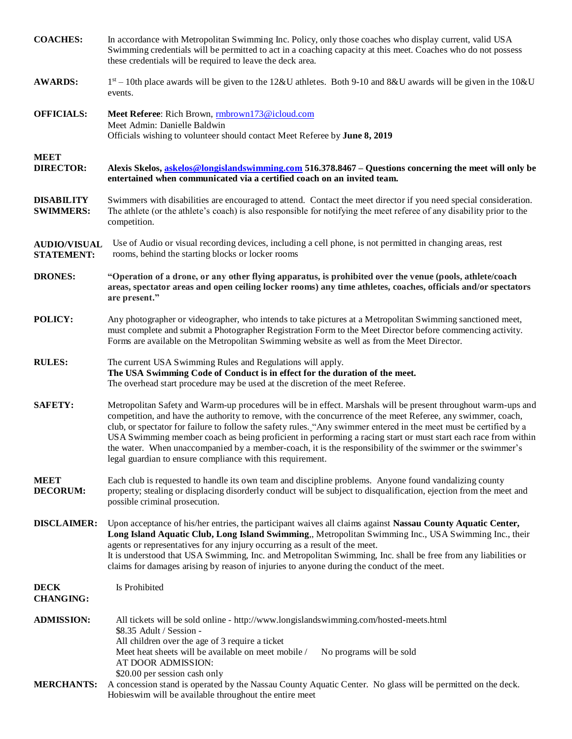**COACHES:** In accordance with Metropolitan Swimming Inc. Policy, only those coaches who display current, valid USA Swimming credentials will be permitted to act in a coaching capacity at this meet. Coaches who do not possess these credentials will be required to leave the deck area.

**AWARDS:** 1st – 10th place awards will be given to the 12&U athletes. Both 9-10 and 8&U awards will be given in the 10&U events.

**OFFICIALS:** **Meet Referee**: Rich Brown, rmbrown173@icloud.com
Meet Admin: Danielle Baldwin
Officials wishing to volunteer should contact Meet Referee by **June 8, 2019**

**MEET DIRECTOR:** **Alexis Skelos, askelos@longislandswimming.com 516.378.8467 – Questions concerning the meet will only be entertained when communicated via a certified coach on an invited team.**

**DISABILITY SWIMMERS:** Swimmers with disabilities are encouraged to attend. Contact the meet director if you need special consideration. The athlete (or the athlete's coach) is also responsible for notifying the meet referee of any disability prior to the competition.

**AUDIO/VISUAL STATEMENT:** Use of Audio or visual recording devices, including a cell phone, is not permitted in changing areas, rest rooms, behind the starting blocks or locker rooms

**DRONES:** **"Operation of a drone, or any other flying apparatus, is prohibited over the venue (pools, athlete/coach areas, spectator areas and open ceiling locker rooms) any time athletes, coaches, officials and/or spectators are present."**

**POLICY:** Any photographer or videographer, who intends to take pictures at a Metropolitan Swimming sanctioned meet, must complete and submit a Photographer Registration Form to the Meet Director before commencing activity. Forms are available on the Metropolitan Swimming website as well as from the Meet Director.

**RULES:** The current USA Swimming Rules and Regulations will apply.
**The USA Swimming Code of Conduct is in effect for the duration of the meet.**
The overhead start procedure may be used at the discretion of the meet Referee.

**SAFETY:** Metropolitan Safety and Warm-up procedures will be in effect. Marshals will be present throughout warm-ups and competition, and have the authority to remove, with the concurrence of the meet Referee, any swimmer, coach, club, or spectator for failure to follow the safety rules. "Any swimmer entered in the meet must be certified by a USA Swimming member coach as being proficient in performing a racing start or must start each race from within the water. When unaccompanied by a member-coach, it is the responsibility of the swimmer or the swimmer's legal guardian to ensure compliance with this requirement.

**MEET DECORUM:** Each club is requested to handle its own team and discipline problems. Anyone found vandalizing county property; stealing or displacing disorderly conduct will be subject to disqualification, ejection from the meet and possible criminal prosecution.

**DISCLAIMER:** Upon acceptance of his/her entries, the participant waives all claims against **Nassau County Aquatic Center, Long Island Aquatic Club, Long Island Swimming**,, Metropolitan Swimming Inc., USA Swimming Inc., their agents or representatives for any injury occurring as a result of the meet.
It is understood that USA Swimming, Inc. and Metropolitan Swimming, Inc. shall be free from any liabilities or claims for damages arising by reason of injuries to anyone during the conduct of the meet.

**DECK CHANGING:** Is Prohibited

**ADMISSION:** All tickets will be sold online - http://www.longislandswimming.com/hosted-meets.html
$8.35 Adult / Session -
All children over the age of 3 require a ticket
Meet heat sheets will be available on meet mobile / No programs will be sold
AT DOOR ADMISSION:
$20.00 per session cash only

**MERCHANTS:** A concession stand is operated by the Nassau County Aquatic Center. No glass will be permitted on the deck.
Hobieswim will be available throughout the entire meet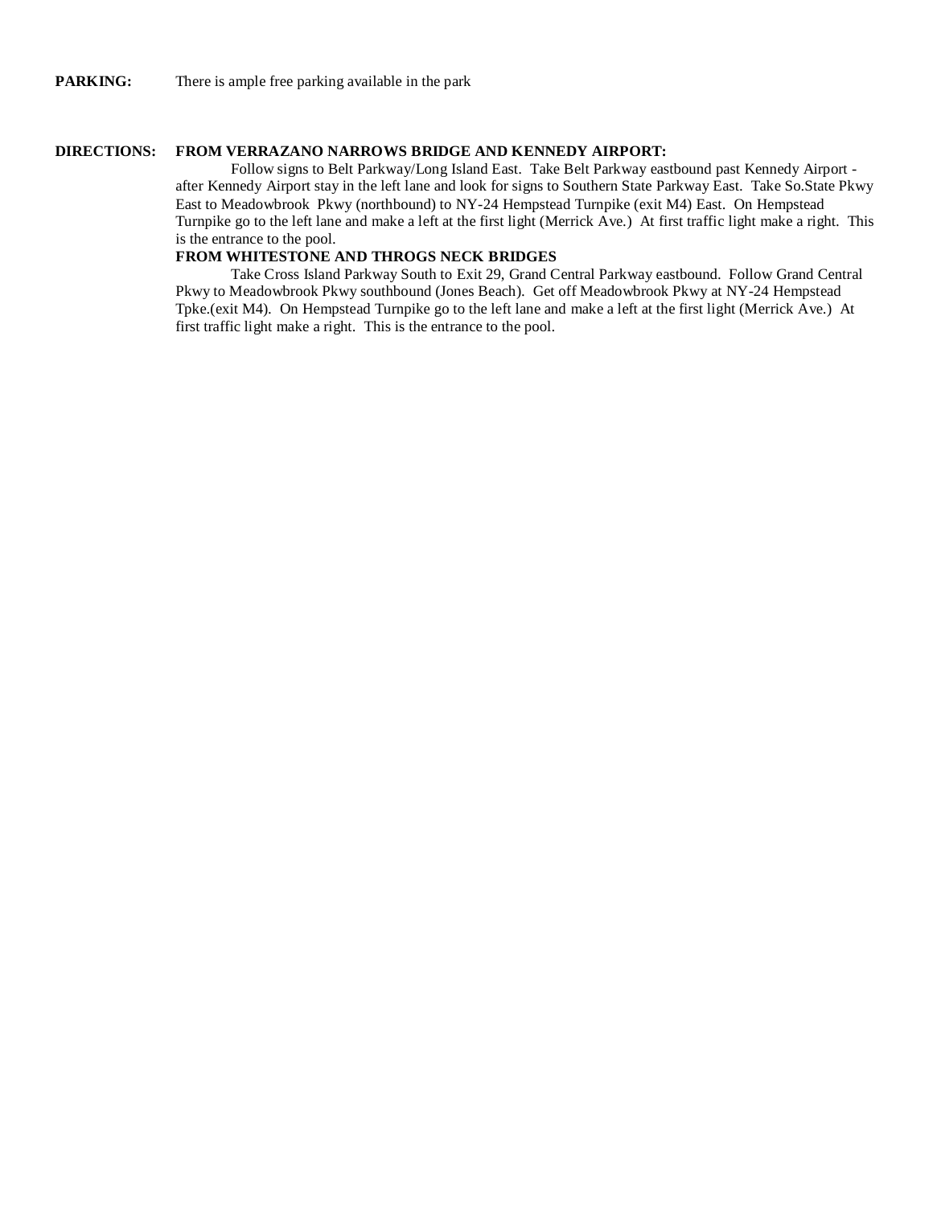**PARKING:** There is ample free parking available in the park

**DIRECTIONS:** **FROM VERRAZANO NARROWS BRIDGE AND KENNEDY AIRPORT:**

Follow signs to Belt Parkway/Long Island East. Take Belt Parkway eastbound past Kennedy Airport - after Kennedy Airport stay in the left lane and look for signs to Southern State Parkway East. Take So.State Pkwy East to Meadowbrook Pkwy (northbound) to NY-24 Hempstead Turnpike (exit M4) East. On Hempstead Turnpike go to the left lane and make a left at the first light (Merrick Ave.) At first traffic light make a right. This is the entrance to the pool.

**FROM WHITESTONE AND THROGS NECK BRIDGES**

Take Cross Island Parkway South to Exit 29, Grand Central Parkway eastbound. Follow Grand Central Pkwy to Meadowbrook Pkwy southbound (Jones Beach). Get off Meadowbrook Pkwy at NY-24 Hempstead Tpke.(exit M4). On Hempstead Turnpike go to the left lane and make a left at the first light (Merrick Ave.) At first traffic light make a right. This is the entrance to the pool.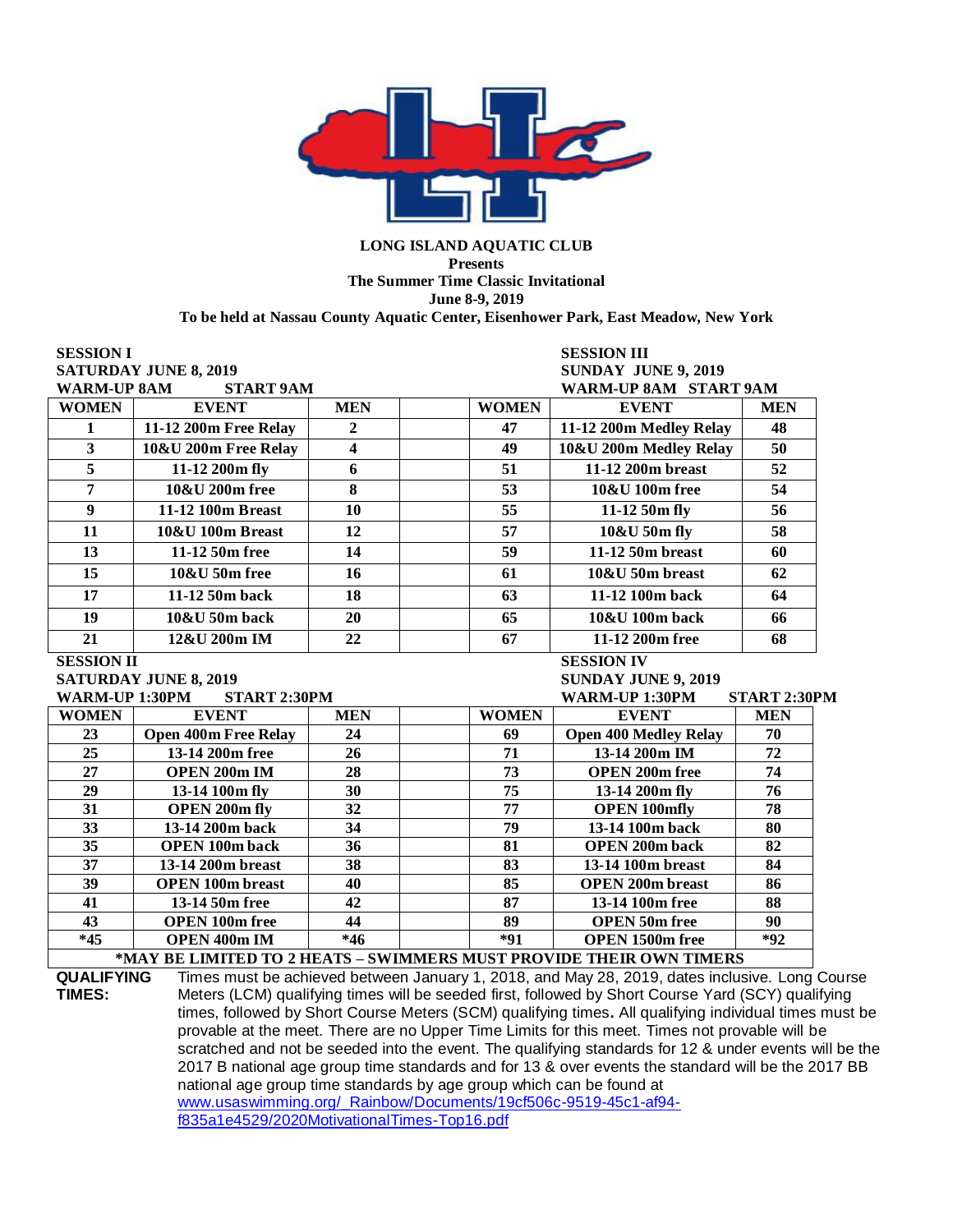**LONG ISLAND AQUATIC CLUB**
**Presents**
**The Summer Time Classic Invitational**
**June 8-9, 2019**
**To be held at Nassau County Aquatic Center, Eisenhower Park, East Meadow, New York**

**SESSION I**
**SATURDAY JUNE 8, 2019**
**WARM-UP 8AM START 9AM**

| WOMEN | EVENT | MEN |
|---|---|---|
| 1 | 11-12 200m Free Relay | 2 |
| 3 | 10&U 200m Free Relay | 4 |
| 5 | 11-12 200m fly | 6 |
| 7 | 10&U 200m free | 8 |
| 9 | 11-12 100m Breast | 10 |
| 11 | 10&U 100m Breast | 12 |
| 13 | 11-12 50m free | 14 |
| 15 | 10&U 50m free | 16 |
| 17 | 11-12 50m back | 18 |
| 19 | 10&U 50m back | 20 |
| 21 | 12&U 200m IM | 22 |

**SESSION II**
**SATURDAY JUNE 8, 2019**
**WARM-UP 1:30PM START 2:30PM**

| WOMEN | EVENT | MEN |
|---|---|---|
| 23 | Open 400m Free Relay | 24 |
| 25 | 13-14 200m free | 26 |
| 27 | OPEN 200m IM | 28 |
| 29 | 13-14 100m fly | 30 |
| 31 | OPEN 200m fly | 32 |
| 33 | 13-14 200m back | 34 |
| 35 | OPEN 100m back | 36 |
| 37 | 13-14 200m breast | 38 |
| 39 | OPEN 100m breast | 40 |
| 41 | 13-14 50m free | 42 |
| 43 | OPEN 100m free | 44 |
| *45 | OPEN 400m IM | *46 |

**SESSION III**
**SUNDAY JUNE 9, 2019**
**WARM-UP 8AM START 9AM**

| WOMEN | EVENT | MEN |
|---|---|---|
| 47 | 11-12 200m Medley Relay | 48 |
| 49 | 10&U 200m Medley Relay | 50 |
| 51 | 11-12 200m breast | 52 |
| 53 | 10&U 100m free | 54 |
| 55 | 11-12 50m fly | 56 |
| 57 | 10&U 50m fly | 58 |
| 59 | 11-12 50m breast | 60 |
| 61 | 10&U 50m breast | 62 |
| 63 | 11-12 100m back | 64 |
| 65 | 10&U 100m back | 66 |
| 67 | 11-12 200m free | 68 |

**SESSION IV**
**SUNDAY JUNE 9, 2019**
**WARM-UP 1:30PM START 2:30PM**

| WOMEN | EVENT | MEN |
|---|---|---|
| 69 | Open 400 Medley Relay | 70 |
| 71 | 13-14 200m IM | 72 |
| 73 | OPEN 200m free | 74 |
| 75 | 13-14 200m fly | 76 |
| 77 | OPEN 100mfly | 78 |
| 79 | 13-14 100m back | 80 |
| 81 | OPEN 200m back | 82 |
| 83 | 13-14 100m breast | 84 |
| 85 | OPEN 200m breast | 86 |
| 87 | 13-14 100m free | 88 |
| 89 | OPEN 50m free | 90 |
| *91 | OPEN 1500m free | *92 |

**\*MAY BE LIMITED TO 2 HEATS – SWIMMERS MUST PROVIDE THEIR OWN TIMERS**

**QUALIFYING TIMES:** Times must be achieved between January 1, 2018, and May 28, 2019, dates inclusive. Long Course Meters (LCM) qualifying times will be seeded first, followed by Short Course Meters (SCM) qualifying times, followed by Short Course Yard (SCY) qualifying times**.** All qualifying individual times must be provable at the meet. There are no Upper Time Limits for this meet. Times not provable will be scratched and not be seeded into the event. The qualifying standards for 12 & under events will be the 2017 B national age group time standards and for 13 & over events the standard will be the 2017 BB national age group time standards by age group which can be found at www.usaswimming.org/_Rainbow/Documents/19cf506c-9519-45c1-af94-f835a1e4529/2020MotivationalTimes-Top16.pdf